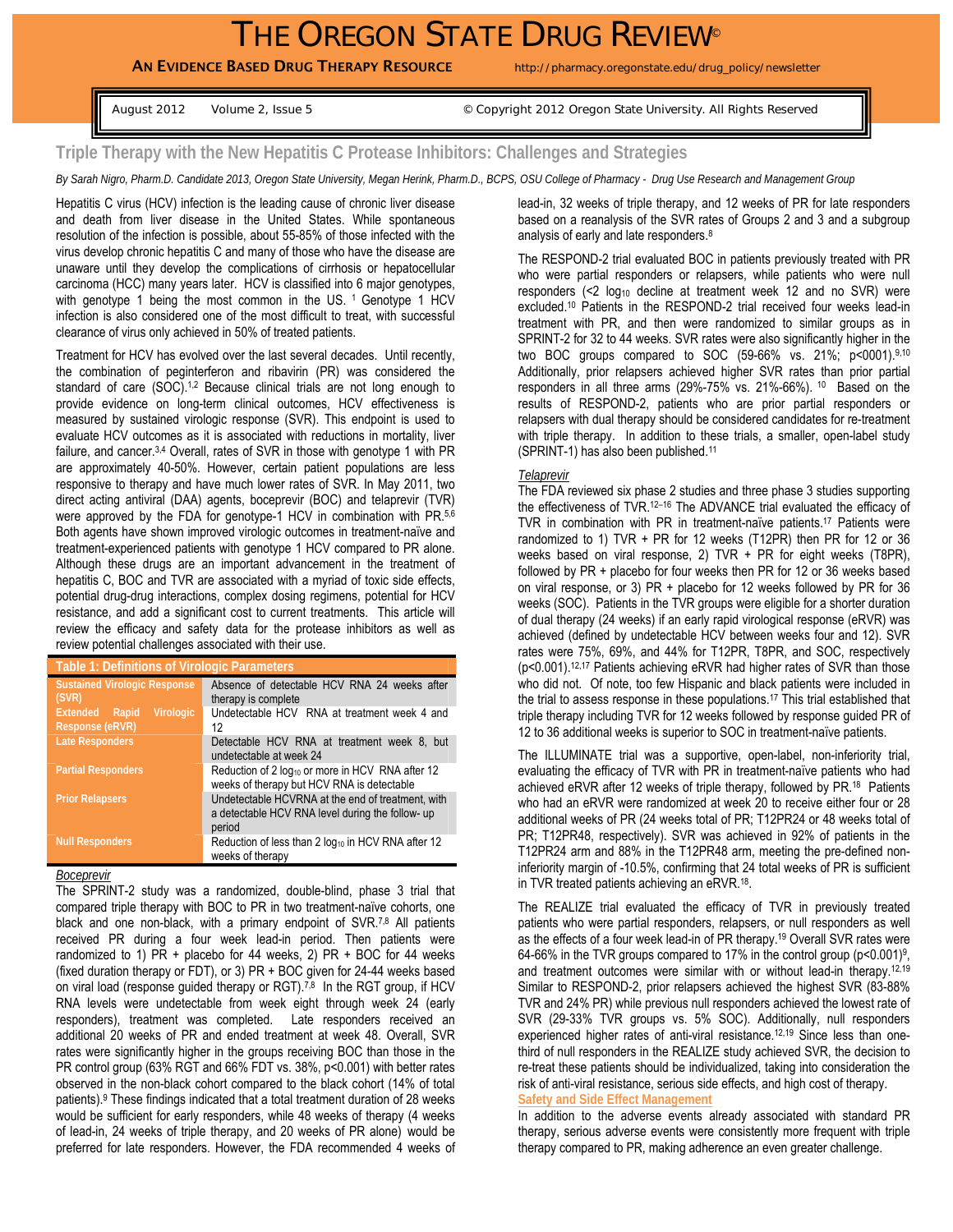# THE OREGON STATE DRUG REVIEW©

**AN EVIDENCE BASED DRUG THERAPY RESOURCE** http://pharmacy.oregonstate.edu/drug_policy/newsletter

August 2012 Volume 2, Issue 5 © Copyright 2012 Oregon State University. All Rights Reserved

## Triple Therapy with the New Hepatitis C Protease Inhibitors: Challenges and Strategies

*By Sarah Nigro, Pharm.D. Candidate 2013, Oregon State University, Megan Herink, Pharm.D., BCPS, OSU College of Pharmacy - Drug Use Research and Management Group*

Hepatitis C virus (HCV) infection is the leading cause of chronic liver disease and death from liver disease in the United States. While spontaneous resolution of the infection is possible, about 55-85% of those infected with the virus develop chronic hepatitis C and many of those who have the disease are unaware until they develop the complications of cirrhosis or hepatocellular carcinoma (HCC) many years later. HCV is classified into 6 major genotypes, with genotype 1 being the most common in the US. [1] Genotype 1 HCV infection is also considered one of the most difficult to treat, with successful clearance of virus only achieved in 50% of treated patients.

Treatment for HCV has evolved over the last several decades. Until recently, the combination of peginterferon and ribavirin (PR) was considered the standard of care (SOC).[1,2] Because clinical trials are not long enough to provide evidence on long-term clinical outcomes, HCV effectiveness is measured by sustained virologic response (SVR). This endpoint is used to evaluate HCV outcomes as it is associated with reductions in mortality, liver failure, and cancer.[3,4] Overall, rates of SVR in those with genotype 1 with PR are approximately 40-50%. However, certain patient populations are less responsive to therapy and have much lower rates of SVR. In May 2011, two direct acting antiviral (DAA) agents, boceprevir (BOC) and telaprevir (TVR) were approved by the FDA for genotype-1 HCV in combination with PR.[5,6] Both agents have shown improved virologic outcomes in treatment-naïve and treatment-experienced patients with genotype 1 HCV compared to PR alone. Although these drugs are an important advancement in the treatment of hepatitis C, BOC and TVR are associated with a myriad of toxic side effects, potential drug-drug interactions, complex dosing regimens, potential for HCV resistance, and add a significant cost to current treatments. This article will review the efficacy and safety data for the protease inhibitors as well as review potential challenges associated with their use.

**Table 1: Definitions of Virologic Parameters**

| Term | Definition |
|---|---|
| **Sustained Virologic Response (SVR)** | Absence of detectable HCV RNA 24 weeks after therapy is complete |
| **Extended Rapid Virologic Response (eRVR)** | Undetectable HCV RNA at treatment week 4 and 12 |
| **Late Responders** | Detectable HCV RNA at treatment week 8, but undetectable at week 24 |
| **Partial Responders** | Reduction of 2 $\log_{10}$ or more in HCV RNA after 12 weeks of therapy but HCV RNA is detectable |
| **Prior Relapsers** | Undetectable HCVRNA at the end of treatment, with a detectable HCV RNA level during the follow- up period |
| **Null Responders** | Reduction of less than 2 $\log_{10}$ in HCV RNA after 12 weeks of therapy |

*Boceprevir*

The SPRINT-2 study was a randomized, double-blind, phase 3 trial that compared triple therapy with BOC to PR in two treatment-naïve cohorts, one black and one non-black, with a primary endpoint of SVR.[7,8] All patients received PR during a four week lead-in period. Then patients were randomized to 1) PR + placebo for 44 weeks, 2) PR + BOC for 44 weeks (fixed duration therapy or FDT), or 3) PR + BOC given for 24-44 weeks based on viral load (response guided therapy or RGT).[7,8] In the RGT group, if HCV RNA levels were undetectable from week eight through week 24 (early responders), treatment was completed. Late responders received an additional 20 weeks of PR and ended treatment at week 48. Overall, SVR rates were significantly higher in the groups receiving BOC than those in the PR control group (63% RGT and 66% FDT vs. 38%, p<0.001) with better rates observed in the non-black cohort compared to the black cohort (14% of total patients).[9] These findings indicated that a total treatment duration of 28 weeks would be sufficient for early responders, while 48 weeks of therapy (4 weeks of lead-in, 24 weeks of triple therapy, and 20 weeks of PR alone) would be preferred for late responders. However, the FDA recommended 4 weeks of lead-in, 32 weeks of triple therapy, and 12 weeks of PR for late responders based on a reanalysis of the SVR rates of Groups 2 and 3 and a subgroup analysis of early and late responders.[8]

The RESPOND-2 trial evaluated BOC in patients previously treated with PR who were partial responders or relapsers, while patients who were null responders (<2 $\log_{10}$ decline at treatment week 12 and no SVR) were excluded.[10] Patients in the RESPOND-2 trial received four weeks lead-in treatment with PR, and then were randomized to similar groups as in SPRINT-2 for 32 to 44 weeks. SVR rates were also significantly higher in the two BOC groups compared to SOC (59-66% vs. 21%; p<0001).[9,10] Additionally, prior relapsers achieved higher SVR rates than prior partial responders in all three arms (29%-75% vs. 21%-66%). [10] Based on the results of RESPOND-2, patients who are prior partial responders or relapsers with dual therapy should be considered candidates for re-treatment with triple therapy. In addition to these trials, a smaller, open-label study (SPRINT-1) has also been published.[11]

*Telaprevir*

The FDA reviewed six phase 2 studies and three phase 3 studies supporting the effectiveness of TVR.[12–16] The ADVANCE trial evaluated the efficacy of TVR in combination with PR in treatment-naïve patients.[17] Patients were randomized to 1) TVR + PR for 12 weeks (T12PR) then PR for 12 or 36 weeks based on viral response, 2) TVR + PR for eight weeks (T8PR), followed by PR + placebo for four weeks then PR for 12 or 36 weeks based on viral response, or 3) PR + placebo for 12 weeks followed by PR for 36 weeks (SOC). Patients in the TVR groups were eligible for a shorter duration of dual therapy (24 weeks) if an early rapid virological response (eRVR) was achieved (defined by undetectable HCV between weeks four and 12). SVR rates were 75%, 69%, and 44% for T12PR, T8PR, and SOC, respectively (p<0.001).[12,17] Patients achieving eRVR had higher rates of SVR than those who did not. Of note, too few Hispanic and black patients were included in the trial to assess response in these populations.[17] This trial established that triple therapy including TVR for 12 weeks followed by response guided PR of 12 to 36 additional weeks is superior to SOC in treatment-naïve patients.

The ILLUMINATE trial was a supportive, open-label, non-inferiority trial, evaluating the efficacy of TVR with PR in treatment-naïve patients who had achieved eRVR after 12 weeks of triple therapy, followed by PR.[18] Patients who had an eRVR were randomized at week 20 to receive either four or 28 additional weeks of PR (24 weeks total of PR; T12PR24 or 48 weeks total of PR; T12PR48, respectively). SVR was achieved in 92% of patients in the T12PR24 arm and 88% in the T12PR48 arm, meeting the pre-defined non-inferiority margin of -10.5%, confirming that 24 total weeks of PR is sufficient in TVR treated patients achieving an eRVR.[18].

The REALIZE trial evaluated the efficacy of TVR in previously treated patients who were partial responders, relapsers, or null responders as well as the effects of a four week lead-in of PR therapy.[19] Overall SVR rates were 64-66% in the TVR groups compared to 17% in the control group (p<0.001)[9], and treatment outcomes were similar with or without lead-in therapy.[12,19] Similar to RESPOND-2, prior relapsers achieved the highest SVR (83-88% TVR and 24% PR) while previous null responders achieved the lowest rate of SVR (29-33% TVR groups vs. 5% SOC). Additionally, null responders experienced higher rates of anti-viral resistance.[12,19] Since less than one-third of null responders in the REALIZE study achieved SVR, the decision to re-treat these patients should be individualized, taking into consideration the risk of anti-viral resistance, serious side effects, and high cost of therapy.

### Safety and Side Effect Management

In addition to the adverse events already associated with standard PR therapy, serious adverse events were consistently more frequent with triple therapy compared to PR, making adherence an even greater challenge.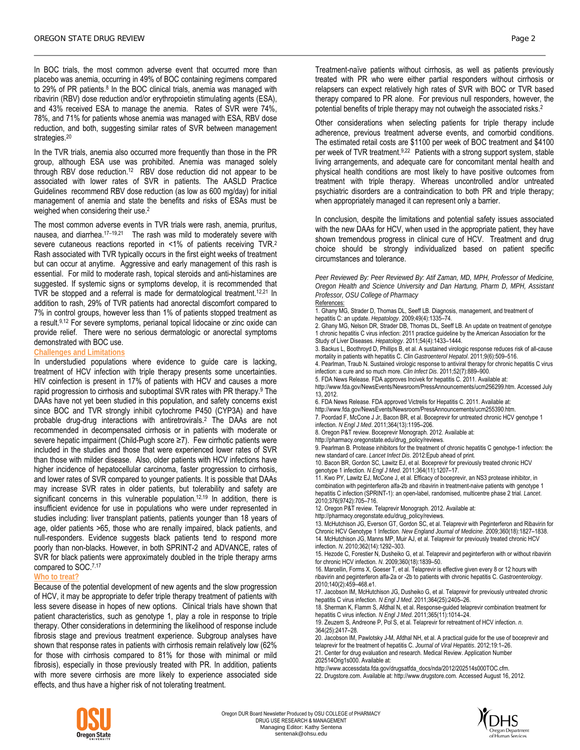In BOC trials, the most common adverse event that occurred more than placebo was anemia, occurring in 49% of BOC containing regimens compared to 29% of PR patients.[8] In the BOC clinical trials, anemia was managed with ribavirin (RBV) dose reduction and/or erythropoietin stimulating agents (ESA), and 43% received ESA to manage the anemia. Rates of SVR were 74%, 78%, and 71% for patients whose anemia was managed with ESA, RBV dose reduction, and both, suggesting similar rates of SVR between management strategies.[20]

In the TVR trials, anemia also occurred more frequently than those in the PR group, although ESA use was prohibited. Anemia was managed solely through RBV dose reduction.[12] RBV dose reduction did not appear to be associated with lower rates of SVR in patients. The AASLD Practice Guidelines recommend RBV dose reduction (as low as 600 mg/day) for initial management of anemia and state the benefits and risks of ESAs must be weighed when considering their use.[2]

The most common adverse events in TVR trials were rash, anemia, pruritus, nausea, and diarrhea.[17–19,21] The rash was mild to moderately severe with severe cutaneous reactions reported in <1% of patients receiving TVR.[2] Rash associated with TVR typically occurs in the first eight weeks of treatment but can occur at anytime. Aggressive and early management of this rash is essential. For mild to moderate rash, topical steroids and anti-histamines are suggested. If systemic signs or symptoms develop, it is recommended that TVR be stopped and a referral is made for dermatological treatment.[12,21] In addition to rash, 29% of TVR patients had anorectal discomfort compared to 7% in control groups, however less than 1% of patients stopped treatment as a result.[9,12] For severe symptoms, perianal topical lidocaine or zinc oxide can provide relief. There were no serious dermatologic or anorectal symptoms demonstrated with BOC use.

**Challenges and Limitations**

In understudied populations where evidence to guide care is lacking, treatment of HCV infection with triple therapy presents some uncertainties. HIV coinfection is present in 17% of patients with HCV and causes a more rapid progression to cirrhosis and suboptimal SVR rates with PR therapy.[9] The DAAs have not yet been studied in this population, and safety concerns exist since BOC and TVR strongly inhibit cytochrome P450 (CYP3A) and have probable drug-drug interactions with antiretrovirals.[2] The DAAs are not recommended in decompensated cirrhosis or in patients with moderate or severe hepatic impairment (Child-Pugh score ≥7). Few cirrhotic patients were included in the studies and those that were experienced lower rates of SVR than those with milder disease. Also, older patients with HCV infections have higher incidence of hepatocellular carcinoma, faster progression to cirrhosis, and lower rates of SVR compared to younger patients. It is possible that DAAs may increase SVR rates in older patients, but tolerability and safety are significant concerns in this vulnerable population.[12,19] In addition, there is insufficient evidence for use in populations who were under represented in studies including: liver transplant patients, patients younger than 18 years of age, older patients >65, those who are renally impaired, black patients, and null-responders. Evidence suggests black patients tend to respond more poorly than non-blacks. However, in both SPRINT-2 and ADVANCE, rates of SVR for black patients were approximately doubled in the triple therapy arms compared to SOC.[7,17]

**Who to treat?**

Because of the potential development of new agents and the slow progression of HCV, it may be appropriate to defer triple therapy treatment of patients with less severe disease in hopes of new options. Clinical trials have shown that patient characteristics, such as genotype 1, play a role in response to triple therapy. Other considerations in determining the likelihood of response include fibrosis stage and previous treatment experience. Subgroup analyses have shown that response rates in patients with cirrhosis remain relatively low (62% for those with cirrhosis compared to 81% for those with minimal or mild fibrosis), especially in those previously treated with PR. In addition, patients with more severe cirrhosis are more likely to experience associated side effects, and thus have a higher risk of not tolerating treatment.

Treatment-naïve patients without cirrhosis, as well as patients previously treated with PR who were either partial responders without cirrhosis or relapsers can expect relatively high rates of SVR with BOC or TVR based therapy compared to PR alone. For previous null responders, however, the potential benefits of triple therapy may not outweigh the associated risks.[2]

Other considerations when selecting patients for triple therapy include adherence, previous treatment adverse events, and comorbid conditions. The estimated retail costs are $1100 per week of BOC treatment and $4100 per week of TVR treatment.[9,22] Patients with a strong support system, stable living arrangements, and adequate care for concomitant mental health and physical health conditions are most likely to have positive outcomes from treatment with triple therapy. Whereas uncontrolled and/or untreated psychiatric disorders are a contraindication to both PR and triple therapy; when appropriately managed it can represent only a barrier.

In conclusion, despite the limitations and potential safety issues associated with the new DAAs for HCV, when used in the appropriate patient, they have shown tremendous progress in clinical cure of HCV. Treatment and drug choice should be strongly individualized based on patient specific circumstances and tolerance.

*Peer Reviewed By: Peer Reviewed By: Atif Zaman, MD, MPH, Professor of Medicine, Oregon Health and Science University and Dan Hartung, Pharm D, MPH, Assistant Professor, OSU College of Pharmacy*

References:

1. Ghany MG, Strader D, Thomas DL, Seeff LB. Diagnosis, management, and treatment of hepatitis C: an update. *Hepatology*. 2009;49(4):1335–74.
2. Ghany MG, Nelson DR, Strader DB, Thomas DL, Seeff LB. An update on treatment of genotype 1 chronic hepatitis C virus infection: 2011 practice guideline by the American Association for the Study of Liver Diseases. *Hepatology*. 2011;54(4):1433–1444.
3. Backus L, Boothroyd D, Phillips B, et al. A sustained virologic response reduces risk of all-cause mortality in patients with hepatitis C. *Clin Gastroenterol Hepatol*. 2011;9(6):509–516.
4. Pearlman, Traub N. Sustained virologic response to antiviral therapy for chronic hepatitis C virus infection: a cure and so much more. *Clin Infect Dis*. 2011;52(7):889–900.
5. FDA News Release. FDA approves Incivek for hepatitis C. 2011. Available at: http://www.fda.gov/NewsEvents/Newsroom/PressAnnouncements/ucm256299.htm. Accessed July 13, 2012.
6. FDA News Release. FDA approved Victrelis for Hepatitis C. 2011. Available at: http://www.fda.gov/NewsEvents/Newsroom/PressAnnouncements/ucm255390.htm.
7. Poordad F, McCone J Jr, Bacon BR, et al. Boceprevir for untreated chronic HCV genotype 1 infection. *N Engl J Med*. 2011;364(13):1195–206.
8. Oregon P&T review. Boceprevir Monograph. 2012. Available at: http://pharmacy.oregonstate.edu/drug_policy/reviews.
9. Pearlman B. Protease inhibitors for the treatment of chronic hepatitis C genotype-1 infection: the new standard of care. *Lancet Infect Dis*. 2012:Epub ahead of print.
10. Bacon BR, Gordon SC, Lawitz EJ, et al. Boceprevir for previously treated chronic HCV genotype 1 infection. *N Engl J Med*. 2011;364(11):1207–17.
11. Kwo PY, Lawitz EJ, McCone J, et al. Efficacy of boceprevir, an NS3 protease inhibitor, in combination with peginterferon alfa-2b and ribavirin in treatment-naive patients with genotype 1 hepatitis C infection (SPRINT-1): an open-label, randomised, multicentre phase 2 trial. *Lancet*. 2010;376(9742):705–716.
12. Oregon P&T review. Telaprevir Monograph. 2012. Available at: http://pharmacy.oregonstate.edu/drug_policy/reviews.
13. McHutchison JG, Everson GT, Gordon SC, et al. Telaprevir with Peginterferon and Ribavirin for Chronic HCV Genotype 1 Infection. *New England Journal of Medicine*. 2009;360(18):1827–1838.
14. McHutchison JG, Manns MP, Muir AJ, et al. Telaprevir for previously treated chronic HCV infection. *N*. 2010;362(14):1292–303.
15. Hezode C, Forestier N, Dusheiko G, et al. Telaprevir and peginterferon with or without ribavirin for chronic HCV infection. *N*. 2009;360(18):1839–50.
16. Marcellin, Forms X, Goeser T, et al. Telaprevir is effective given every 8 or 12 hours with ribavirin and peginterferon alfa-2a or -2b to patients with chronic hepatitis C. *Gastroenterology*. 2010;140(2):459–468.e1.
17. Jacobson IM, McHutchison JG, Dusheiko G, et al. Telaprevir for previously untreated chronic hepatitis C virus infection. *N Engl J Med*. 2011;364(25):2405–26.
18. Sherman K, Flamm S, Afdhal N, et al. Response-guided telaprevir combination treatment for hepatitis C virus infection. *N Engl J Med*. 2011;365(11):1014–24.
19. Zeuzem S, Andreone P, Pol S, et al. Telaprevir for retreatment of HCV infection. *n*. 364(25):2417–28.
20. Jacobson IM, Pawlotsky J-M, Afdhal NH, et al. A practical guide for the use of boceprevir and telaprevir for the treatment of hepatitis C. *Journal of Viral Hepatitis*. 2012;19:1–26.
21. Center for drug evaluation and research. Medical Review. Application Number 202514Orig1s000. Available at: http://www.accessdata.fda.gov/drugsatfda_docs/nda/2012/202514s000TOC.cfm.
22. Drugstore.com. Available at: http://www.drugstore.com. Accessed August 16, 2012.

Oregon DUR Board Newsletter Produced by OSU COLLEGE of PHARMACY
DRUG USE RESEARCH & MANAGEMENT
Managing Editor: Kathy Sentena
sentenak@ohsu.edu